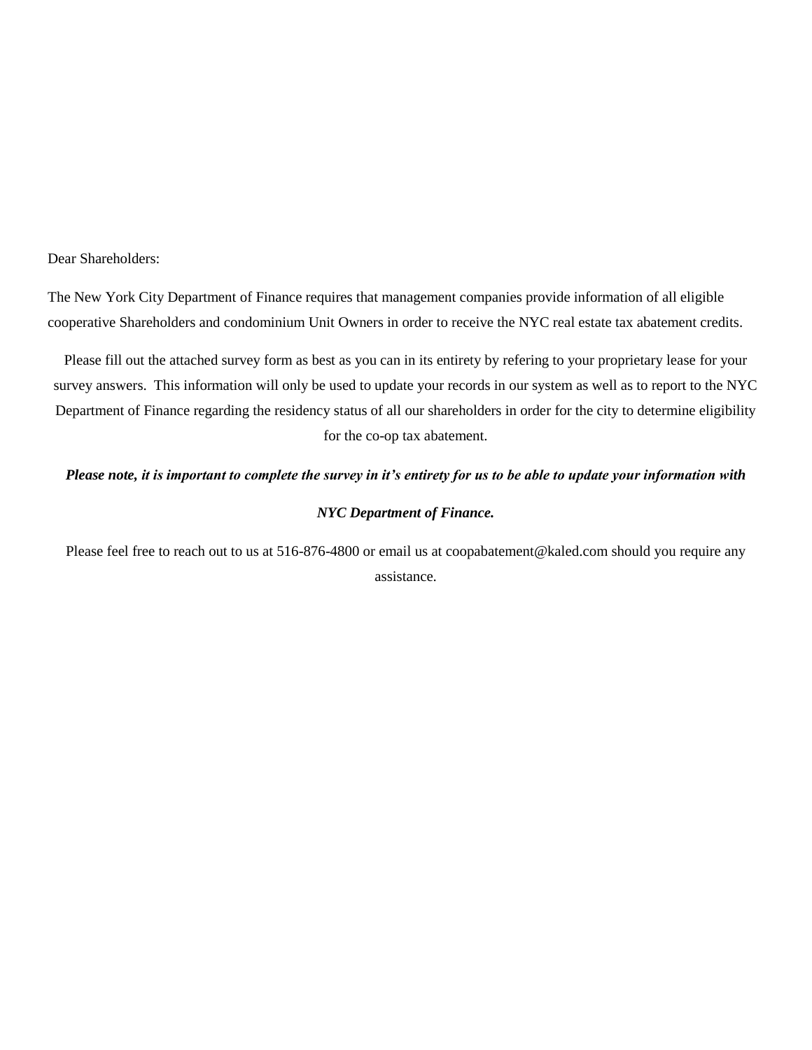Dear Shareholders:

The New York City Department of Finance requires that management companies provide information of all eligible cooperative Shareholders and condominium Unit Owners in order to receive the NYC real estate tax abatement credits.

Please fill out the attached survey form as best as you can in its entirety by refering to your proprietary lease for your survey answers. This information will only be used to update your records in our system as well as to report to the NYC Department of Finance regarding the residency status of all our shareholders in order for the city to determine eligibility for the co-op tax abatement.

***Please note, it is important to complete the survey in it's entirety for us to be able to update your information with NYC Department of Finance.***

Please feel free to reach out to us at 516-876-4800 or email us at coopabatement@kaled.com should you require any assistance.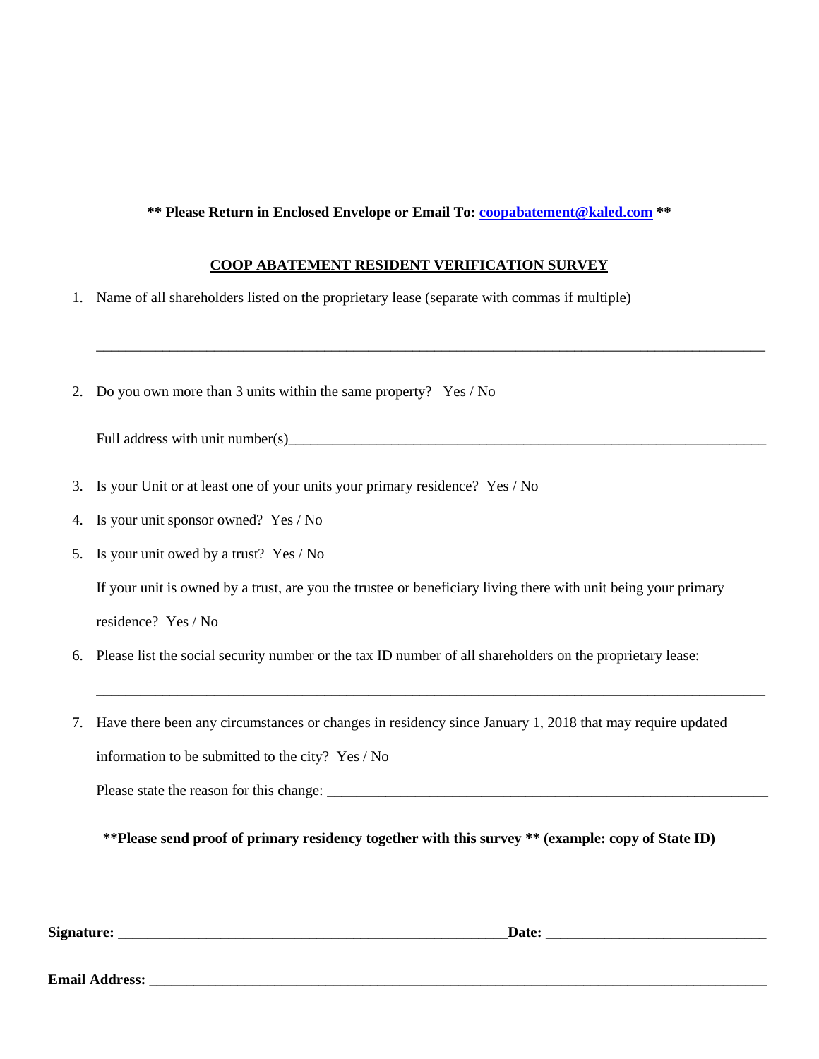**** Please Return in Enclosed Envelope or Email To: [coopabatement@kaled.com](mailto:coopabatement@kaled.com) ****

## COOP ABATEMENT RESIDENT VERIFICATION SURVEY

1. Name of all shareholders listed on the proprietary lease (separate with commas if multiple)

   ______________________________________________________________________________

2. Do you own more than 3 units within the same property? Yes / No

   Full address with unit number(s)_______________________________________________________

3. Is your Unit or at least one of your units your primary residence? Yes / No
4. Is your unit sponsor owned? Yes / No
5. Is your unit owed by a trust? Yes / No

   If your unit is owned by a trust, are you the trustee or beneficiary living there with unit being your primary residence? Yes / No

6. Please list the social security number or the tax ID number of all shareholders on the proprietary lease:

   ______________________________________________________________________________

7. Have there been any circumstances or changes in residency since January 1, 2018 that may require updated information to be submitted to the city? Yes / No

   Please state the reason for this change: _______________________________________________

****Please send proof of primary residency together with this survey **** **(example: copy of State ID)**

**Signature:** ______________________________________________ **Date:** __________________________

**Email Address:** ______________________________________________________________________